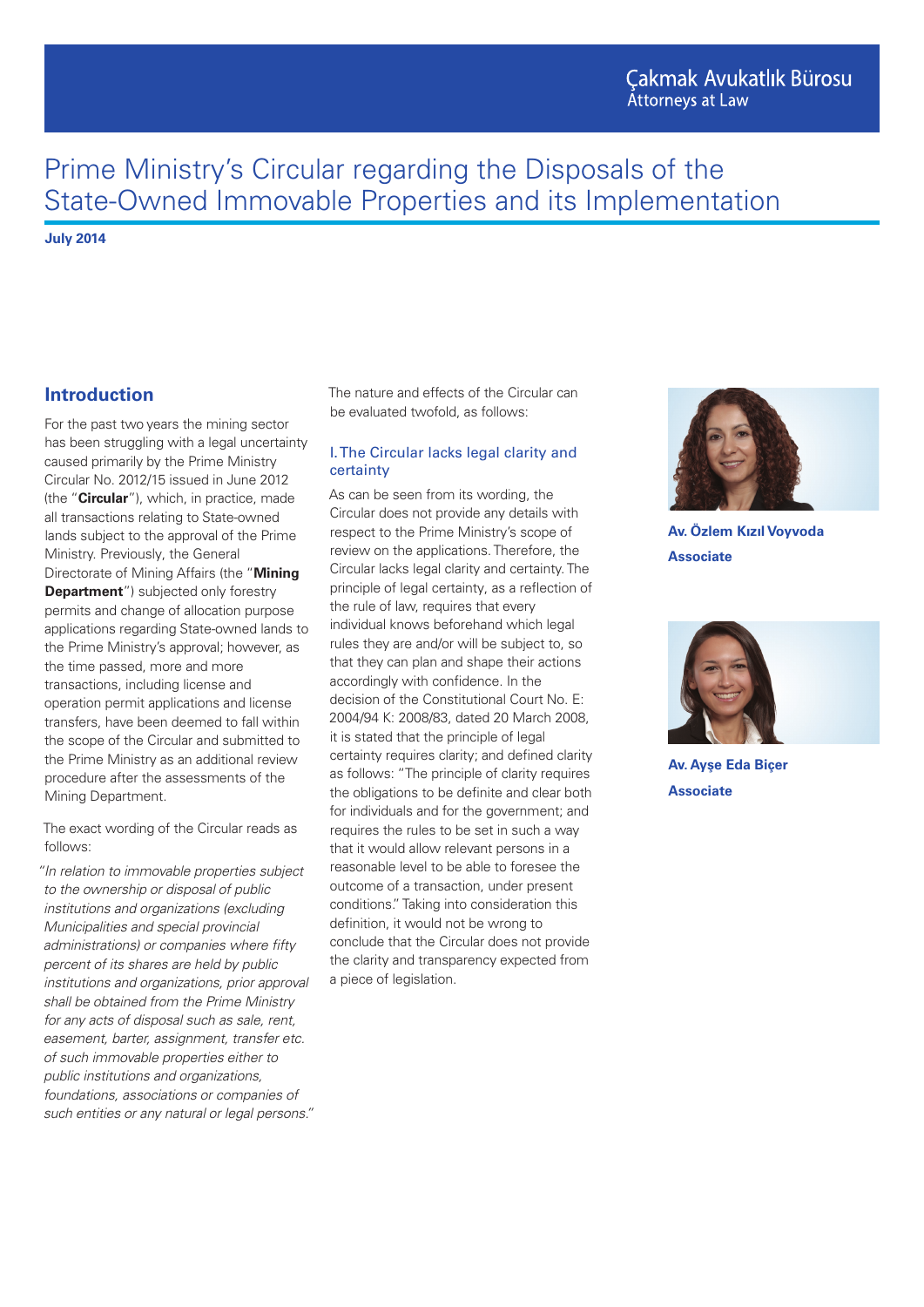Çakmak Avukatlık Bürosu
Attorneys at Law

# Prime Ministry's Circular regarding the Disposals of the State-Owned Immovable Properties and its Implementation

**July 2014**

**Av. Özlem Kızıl Voyvoda**
**Associate**

**Av. Ayşe Eda Biçer**
**Associate**

## Introduction

For the past two years the mining sector has been struggling with a legal uncertainty caused primarily by the Prime Ministry Circular No. 2012/15 issued in June 2012 (the "**Circular**"), which, in practice, made all transactions relating to State-owned lands subject to the approval of the Prime Ministry. Previously, the General Directorate of Mining Affairs (the "**Mining Department**") subjected only forestry permits and change of allocation purpose applications regarding State-owned lands to the Prime Ministry's approval; however, as the time passed, more and more transactions, including license and operation permit applications and license transfers, have been deemed to fall within the scope of the Circular and submitted to the Prime Ministry as an additional review procedure after the assessments of the Mining Department.

The exact wording of the Circular reads as follows:

*"In relation to immovable properties subject to the ownership or disposal of public institutions and organizations (excluding Municipalities and special provincial administrations) or companies where fifty percent of its shares are held by public institutions and organizations, prior approval shall be obtained from the Prime Ministry for any acts of disposal such as sale, rent, easement, barter, assignment, transfer etc. of such immovable properties either to public institutions and organizations, foundations, associations or companies of such entities or any natural or legal persons."*

The nature and effects of the Circular can be evaluated twofold, as follows:

### I. The Circular lacks legal clarity and certainty

As can be seen from its wording, the Circular does not provide any details with respect to the Prime Ministry's scope of review on the applications. Therefore, the Circular lacks legal clarity and certainty. The principle of legal certainty, as a reflection of the rule of law, requires that every individual knows beforehand which legal rules they are and/or will be subject to, so that they can plan and shape their actions accordingly with confidence. In the decision of the Constitutional Court No. E: 2004/94 K: 2008/83, dated 20 March 2008, it is stated that the principle of legal certainty requires clarity; and defined clarity as follows: "The principle of clarity requires the obligations to be definite and clear both for individuals and for the government; and requires the rules to be set in such a way that it would allow relevant persons in a reasonable level to be able to foresee the outcome of a transaction, under present conditions." Taking into consideration this definition, it would not be wrong to conclude that the Circular does not provide the clarity and transparency expected from a piece of legislation.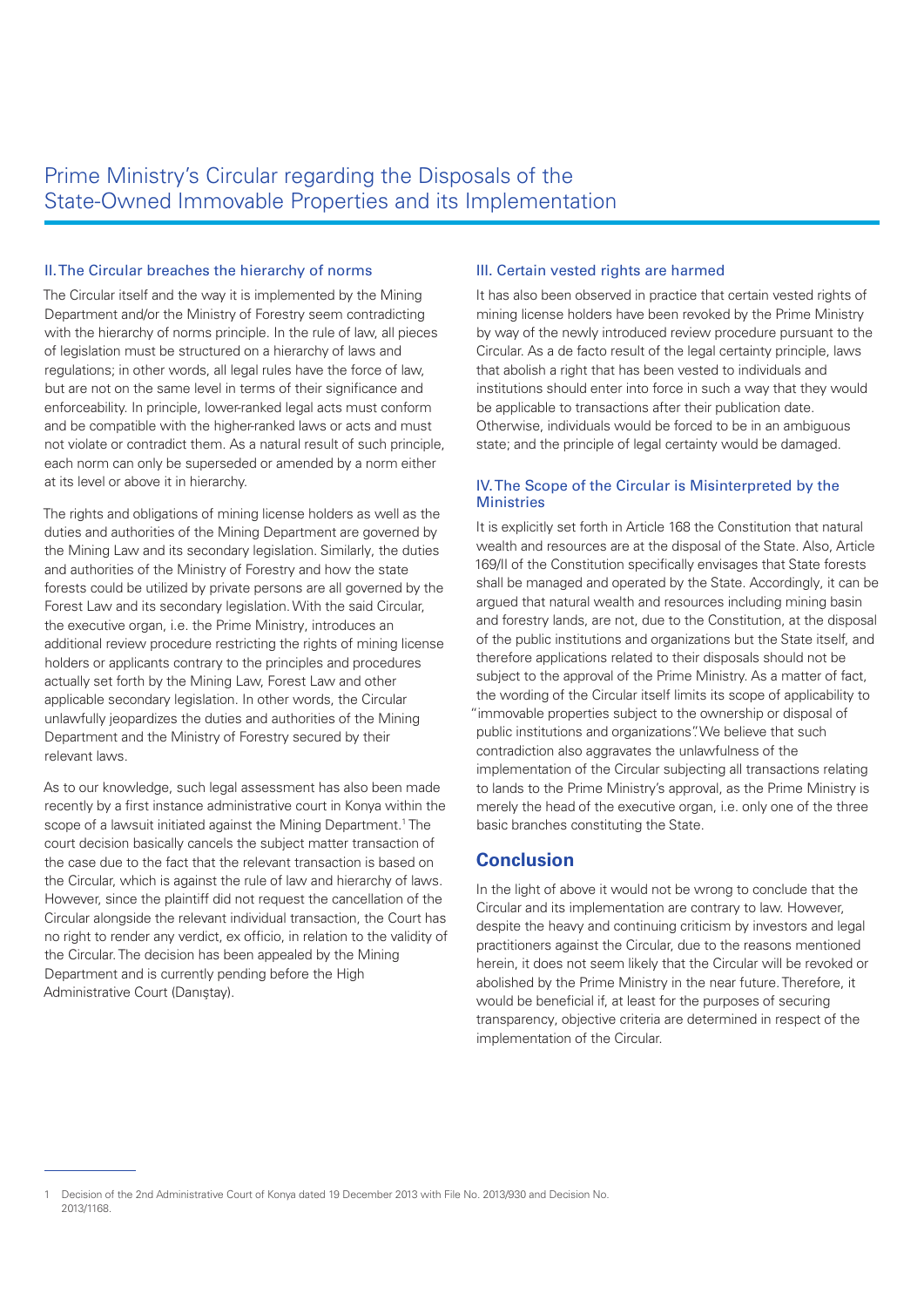# Prime Ministry's Circular regarding the Disposals of the State-Owned Immovable Properties and its Implementation

## II. The Circular breaches the hierarchy of norms

The Circular itself and the way it is implemented by the Mining Department and/or the Ministry of Forestry seem contradicting with the hierarchy of norms principle. In the rule of law, all pieces of legislation must be structured on a hierarchy of laws and regulations; in other words, all legal rules have the force of law, but are not on the same level in terms of their significance and enforceability. In principle, lower-ranked legal acts must conform and be compatible with the higher-ranked laws or acts and must not violate or contradict them. As a natural result of such principle, each norm can only be superseded or amended by a norm either at its level or above it in hierarchy.

The rights and obligations of mining license holders as well as the duties and authorities of the Mining Department are governed by the Mining Law and its secondary legislation. Similarly, the duties and authorities of the Ministry of Forestry and how the state forests could be utilized by private persons are all governed by the Forest Law and its secondary legislation. With the said Circular, the executive organ, i.e. the Prime Ministry, introduces an additional review procedure restricting the rights of mining license holders or applicants contrary to the principles and procedures actually set forth by the Mining Law, Forest Law and other applicable secondary legislation. In other words, the Circular unlawfully jeopardizes the duties and authorities of the Mining Department and the Ministry of Forestry secured by their relevant laws.

As to our knowledge, such legal assessment has also been made recently by a first instance administrative court in Konya within the scope of a lawsuit initiated against the Mining Department.[1] The court decision basically cancels the subject matter transaction of the case due to the fact that the relevant transaction is based on the Circular, which is against the rule of law and hierarchy of laws. However, since the plaintiff did not request the cancellation of the Circular alongside the relevant individual transaction, the Court has no right to render any verdict, ex officio, in relation to the validity of the Circular. The decision has been appealed by the Mining Department and is currently pending before the High Administrative Court (Danıştay).

## III. Certain vested rights are harmed

It has also been observed in practice that certain vested rights of mining license holders have been revoked by the Prime Ministry by way of the newly introduced review procedure pursuant to the Circular. As a de facto result of the legal certainty principle, laws that abolish a right that has been vested to individuals and institutions should enter into force in such a way that they would be applicable to transactions after their publication date. Otherwise, individuals would be forced to be in an ambiguous state; and the principle of legal certainty would be damaged.

## IV. The Scope of the Circular is Misinterpreted by the Ministries

It is explicitly set forth in Article 168 the Constitution that natural wealth and resources are at the disposal of the State. Also, Article 169/II of the Constitution specifically envisages that State forests shall be managed and operated by the State. Accordingly, it can be argued that natural wealth and resources including mining basin and forestry lands, are not, due to the Constitution, at the disposal of the public institutions and organizations but the State itself, and therefore applications related to their disposals should not be subject to the approval of the Prime Ministry. As a matter of fact, the wording of the Circular itself limits its scope of applicability to "immovable properties subject to the ownership or disposal of public institutions and organizations". We believe that such contradiction also aggravates the unlawfulness of the implementation of the Circular subjecting all transactions relating to lands to the Prime Ministry's approval, as the Prime Ministry is merely the head of the executive organ, i.e. only one of the three basic branches constituting the State.

## Conclusion

In the light of above it would not be wrong to conclude that the Circular and its implementation are contrary to law. However, despite the heavy and continuing criticism by investors and legal practitioners against the Circular, due to the reasons mentioned herein, it does not seem likely that the Circular will be revoked or abolished by the Prime Ministry in the near future. Therefore, it would be beneficial if, at least for the purposes of securing transparency, objective criteria are determined in respect of the implementation of the Circular.

---

1 Decision of the 2nd Administrative Court of Konya dated 19 December 2013 with File No. 2013/930 and Decision No. 2013/1168.